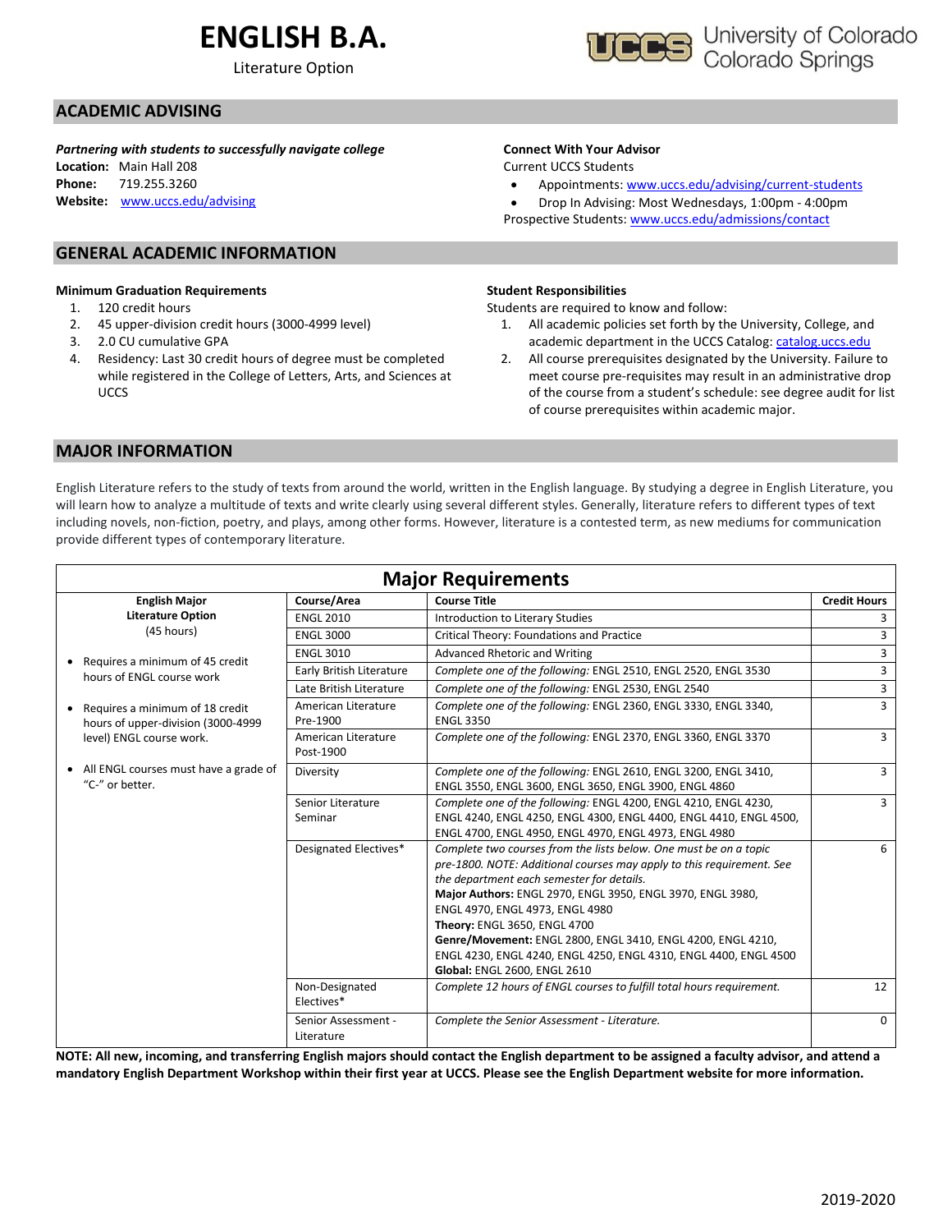# ENGLISH B.A.

Literature Option

University of Colorado Colorado Springs

## ACADEMIC ADVISING

***Partnering with students to successfully navigate college***
**Location:** Main Hall 208
**Phone:** 719.255.3260
**Website:** www.uccs.edu/advising

**Connect With Your Advisor**
Current UCCS Students

- Appointments: www.uccs.edu/advising/current-students
- Drop In Advising: Most Wednesdays, 1:00pm - 4:00pm

Prospective Students: www.uccs.edu/admissions/contact

## GENERAL ACADEMIC INFORMATION

**Minimum Graduation Requirements**

1. 120 credit hours
2. 45 upper-division credit hours (3000-4999 level)
3. 2.0 CU cumulative GPA
4. Residency: Last 30 credit hours of degree must be completed while registered in the College of Letters, Arts, and Sciences at UCCS

**Student Responsibilities**
Students are required to know and follow:

1. All academic policies set forth by the University, College, and academic department in the UCCS Catalog: catalog.uccs.edu
2. All course prerequisites designated by the University. Failure to meet course pre-requisites may result in an administrative drop of the course from a student's schedule: see degree audit for list of course prerequisites within academic major.

## MAJOR INFORMATION

English Literature refers to the study of texts from around the world, written in the English language. By studying a degree in English Literature, you will learn how to analyze a multitude of texts and write clearly using several different styles. Generally, literature refers to different types of text including novels, non-fiction, poetry, and plays, among other forms. However, literature is a contested term, as new mediums for communication provide different types of contemporary literature.

### Major Requirements

| **English Major Literature Option** (45 hours) | **Course/Area** | **Course Title** | **Credit Hours** |
|---|---|---|---|
| • Requires a minimum of 45 credit hours of ENGL course work<br>• Requires a minimum of 18 credit hours of upper-division (3000-4999 level) ENGL course work.<br>• All ENGL courses must have a grade of "C-" or better. | ENGL 2010 | Introduction to Literary Studies | 3 |
| | ENGL 3000 | Critical Theory: Foundations and Practice | 3 |
| | ENGL 3010 | Advanced Rhetoric and Writing | 3 |
| | Early British Literature | *Complete one of the following:* ENGL 2510, ENGL 2520, ENGL 3530 | 3 |
| | Late British Literature | *Complete one of the following:* ENGL 2530, ENGL 2540 | 3 |
| | American Literature Pre-1900 | *Complete one of the following:* ENGL 2360, ENGL 3330, ENGL 3340, ENGL 3350 | 3 |
| | American Literature Post-1900 | *Complete one of the following:* ENGL 2370, ENGL 3360, ENGL 3370 | 3 |
| | Diversity | *Complete one of the following:* ENGL 2610, ENGL 3200, ENGL 3410, ENGL 3550, ENGL 3600, ENGL 3650, ENGL 3900, ENGL 4860 | 3 |
| | Senior Literature Seminar | *Complete one of the following:* ENGL 4200, ENGL 4210, ENGL 4230, ENGL 4240, ENGL 4250, ENGL 4300, ENGL 4400, ENGL 4410, ENGL 4500, ENGL 4700, ENGL 4950, ENGL 4970, ENGL 4973, ENGL 4980 | 3 |
| | Designated Electives* | *Complete two courses from the lists below. One must be on a topic pre-1800. NOTE: Additional courses may apply to this requirement. See the department each semester for details.*<br>**Major Authors:** ENGL 2970, ENGL 3950, ENGL 3970, ENGL 3980, ENGL 4970, ENGL 4973, ENGL 4980<br>**Theory:** ENGL 3650, ENGL 4700<br>**Genre/Movement:** ENGL 2800, ENGL 3410, ENGL 4200, ENGL 4210, ENGL 4230, ENGL 4240, ENGL 4250, ENGL 4310, ENGL 4400, ENGL 4500<br>**Global:** ENGL 2600, ENGL 2610 | 6 |
| | Non-Designated Electives* | *Complete 12 hours of ENGL courses to fulfill total hours requirement.* | 12 |
| | Senior Assessment - Literature | *Complete the Senior Assessment - Literature.* | 0 |

**NOTE: All new, incoming, and transferring English majors should contact the English department to be assigned a faculty advisor, and attend a mandatory English Department Workshop within their first year at UCCS. Please see the English Department website for more information.**

2019-2020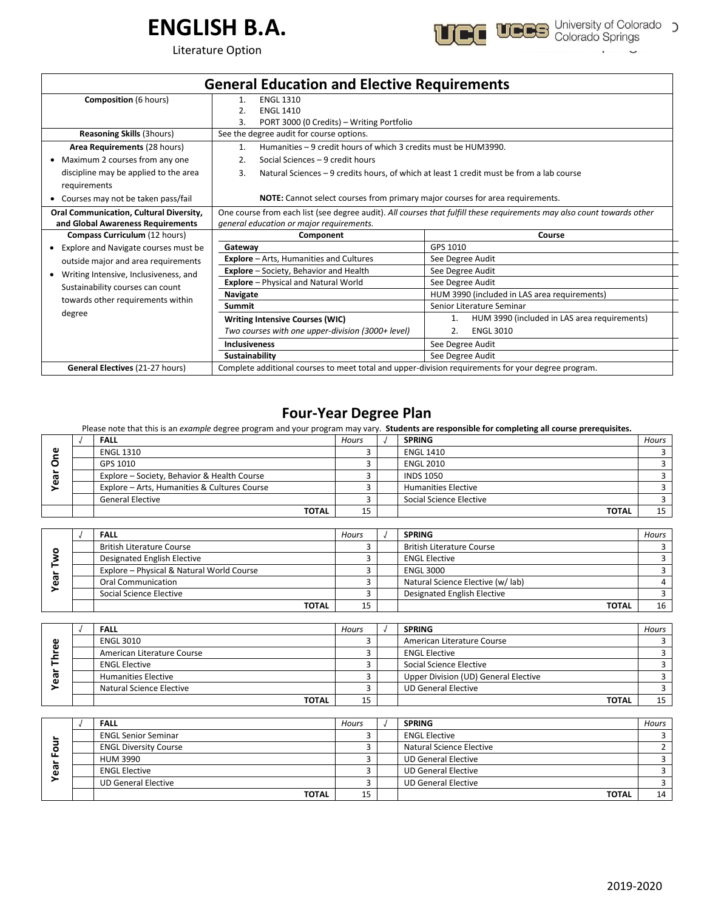# ENGLISH B.A.

Literature Option

University of Colorado Colorado Springs

## General Education and Elective Requirements

| | | |
|---|---|---|
| **Composition** (6 hours) | 1. ENGL 1310<br>2. ENGL 1410<br>3. PORT 3000 (0 Credits) – Writing Portfolio | |
| **Reasoning Skills** (3hours) | See the degree audit for course options. | |
| **Area Requirements** (28 hours)<br>• Maximum 2 courses from any one discipline may be applied to the area requirements<br>• Courses may not be taken pass/fail | 1. Humanities – 9 credit hours of which 3 credits must be HUM3990.<br>2. Social Sciences – 9 credit hours<br>3. Natural Sciences – 9 credits hours, of which at least 1 credit must be from a lab course<br><br>**NOTE:** Cannot select courses from primary major courses for area requirements. | |
| **Oral Communication, Cultural Diversity, and Global Awareness Requirements** | One course from each list (see degree audit). *All courses that fulfill these requirements may also count towards other general education or major requirements.* | |
| **Compass Curriculum** (12 hours)<br>• Explore and Navigate courses must be outside major and area requirements<br>• Writing Intensive, Inclusiveness, and Sustainability courses can count towards other requirements within degree | **Component** | **Course** |
| | **Gateway** | GPS 1010 |
| | **Explore** – Arts, Humanities and Cultures | See Degree Audit |
| | **Explore** – Society, Behavior and Health | See Degree Audit |
| | **Explore** – Physical and Natural World | See Degree Audit |
| | **Navigate** | HUM 3990 (included in LAS area requirements) |
| | **Summit** | Senior Literature Seminar |
| | **Writing Intensive Courses (WIC)**<br>*Two courses with one upper-division (3000+ level)* | 1. HUM 3990 (included in LAS area requirements)<br>2. ENGL 3010 |
| | **Inclusiveness** | See Degree Audit |
| | **Sustainability** | See Degree Audit |
| **General Electives** (21-27 hours) | Complete additional courses to meet total and upper-division requirements for your degree program. | |

## Four-Year Degree Plan

Please note that this is an *example* degree program and your program may vary. **Students are responsible for completing all course prerequisites.**

### Year One

| √ | FALL | Hours | √ | SPRING | Hours |
|---|---|---|---|---|---|
| | ENGL 1310 | 3 | | ENGL 1410 | 3 |
| | GPS 1010 | 3 | | ENGL 2010 | 3 |
| | Explore – Society, Behavior & Health Course | 3 | | INDS 1050 | 3 |
| | Explore – Arts, Humanities & Cultures Course | 3 | | Humanities Elective | 3 |
| | General Elective | 3 | | Social Science Elective | 3 |
| | **TOTAL** | 15 | | **TOTAL** | 15 |

### Year Two

| √ | FALL | Hours | √ | SPRING | Hours |
|---|---|---|---|---|---|
| | British Literature Course | 3 | | British Literature Course | 3 |
| | Designated English Elective | 3 | | ENGL Elective | 3 |
| | Explore – Physical & Natural World Course | 3 | | ENGL 3000 | 3 |
| | Oral Communication | 3 | | Natural Science Elective (w/ lab) | 4 |
| | Social Science Elective | 3 | | Designated English Elective | 3 |
| | **TOTAL** | 15 | | **TOTAL** | 16 |

### Year Three

| √ | FALL | Hours | √ | SPRING | Hours |
|---|---|---|---|---|---|
| | ENGL 3010 | 3 | | American Literature Course | 3 |
| | American Literature Course | 3 | | ENGL Elective | 3 |
| | ENGL Elective | 3 | | Social Science Elective | 3 |
| | Humanities Elective | 3 | | Upper Division (UD) General Elective | 3 |
| | Natural Science Elective | 3 | | UD General Elective | 3 |
| | **TOTAL** | 15 | | **TOTAL** | 15 |

### Year Four

| √ | FALL | Hours | √ | SPRING | Hours |
|---|---|---|---|---|---|
| | ENGL Senior Seminar | 3 | | ENGL Elective | 3 |
| | ENGL Diversity Course | 3 | | Natural Science Elective | 2 |
| | HUM 3990 | 3 | | UD General Elective | 3 |
| | ENGL Elective | 3 | | UD General Elective | 3 |
| | UD General Elective | 3 | | UD General Elective | 3 |
| | **TOTAL** | 15 | | **TOTAL** | 14 |

2019-2020